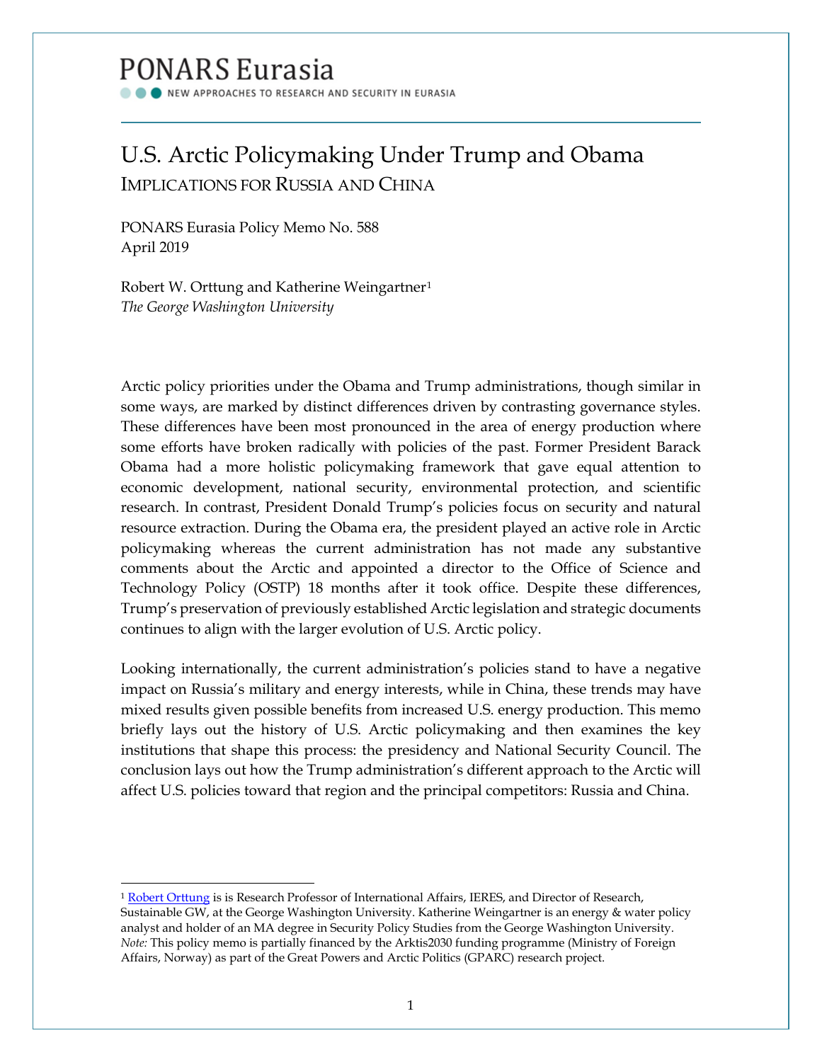# PONARS Eurasia

NEW APPROACHES TO RESEARCH AND SECURITY IN EURASIA

## U.S. Arctic Policymaking Under Trump and Obama

### IMPLICATIONS FOR RUSSIA AND CHINA

PONARS Eurasia Policy Memo No. 588
April 2019

Robert W. Orttung and Katherine Weingartner[1]
*The George Washington University*

Arctic policy priorities under the Obama and Trump administrations, though similar in some ways, are marked by distinct differences driven by contrasting governance styles. These differences have been most pronounced in the area of energy production where some efforts have broken radically with policies of the past. Former President Barack Obama had a more holistic policymaking framework that gave equal attention to economic development, national security, environmental protection, and scientific research. In contrast, President Donald Trump's policies focus on security and natural resource extraction. During the Obama era, the president played an active role in Arctic policymaking whereas the current administration has not made any substantive comments about the Arctic and appointed a director to the Office of Science and Technology Policy (OSTP) 18 months after it took office. Despite these differences, Trump's preservation of previously established Arctic legislation and strategic documents continues to align with the larger evolution of U.S. Arctic policy.

Looking internationally, the current administration's policies stand to have a negative impact on Russia's military and energy interests, while in China, these trends may have mixed results given possible benefits from increased U.S. energy production. This memo briefly lays out the history of U.S. Arctic policymaking and then examines the key institutions that shape this process: the presidency and National Security Council. The conclusion lays out how the Trump administration's different approach to the Arctic will affect U.S. policies toward that region and the principal competitors: Russia and China.

---

[1] Robert Orttung is is Research Professor of International Affairs, IERES, and Director of Research, Sustainable GW, at the George Washington University. Katherine Weingartner is an energy & water policy analyst and holder of an MA degree in Security Policy Studies from the George Washington University. *Note:* This policy memo is partially financed by the Arktis2030 funding programme (Ministry of Foreign Affairs, Norway) as part of the Great Powers and Arctic Politics (GPARC) research project.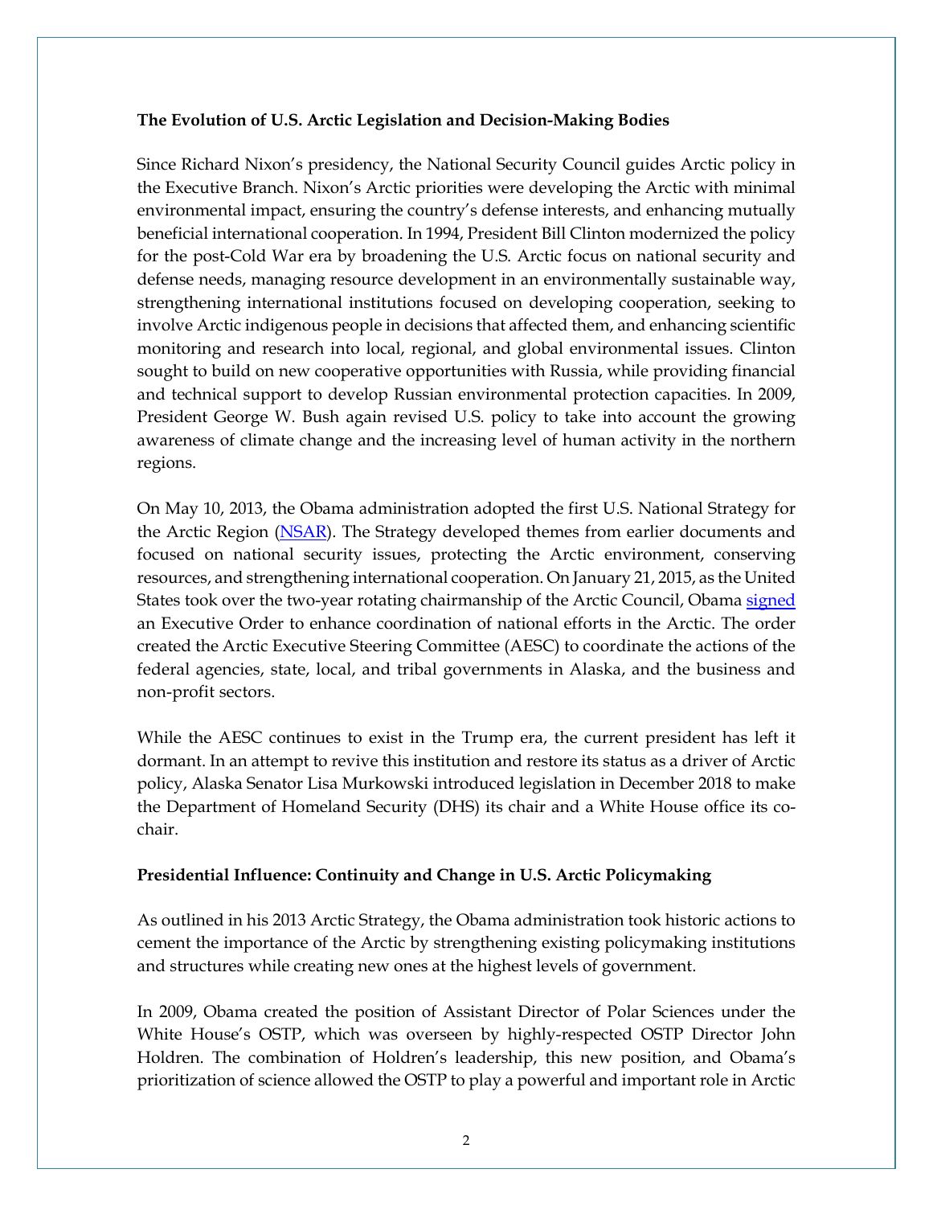**The Evolution of U.S. Arctic Legislation and Decision-Making Bodies**

Since Richard Nixon's presidency, the National Security Council guides Arctic policy in the Executive Branch. Nixon's Arctic priorities were developing the Arctic with minimal environmental impact, ensuring the country's defense interests, and enhancing mutually beneficial international cooperation. In 1994, President Bill Clinton modernized the policy for the post-Cold War era by broadening the U.S. Arctic focus on national security and defense needs, managing resource development in an environmentally sustainable way, strengthening international institutions focused on developing cooperation, seeking to involve Arctic indigenous people in decisions that affected them, and enhancing scientific monitoring and research into local, regional, and global environmental issues. Clinton sought to build on new cooperative opportunities with Russia, while providing financial and technical support to develop Russian environmental protection capacities. In 2009, President George W. Bush again revised U.S. policy to take into account the growing awareness of climate change and the increasing level of human activity in the northern regions.

On May 10, 2013, the Obama administration adopted the first U.S. National Strategy for the Arctic Region (NSAR). The Strategy developed themes from earlier documents and focused on national security issues, protecting the Arctic environment, conserving resources, and strengthening international cooperation. On January 21, 2015, as the United States took over the two-year rotating chairmanship of the Arctic Council, Obama signed an Executive Order to enhance coordination of national efforts in the Arctic. The order created the Arctic Executive Steering Committee (AESC) to coordinate the actions of the federal agencies, state, local, and tribal governments in Alaska, and the business and non-profit sectors.

While the AESC continues to exist in the Trump era, the current president has left it dormant. In an attempt to revive this institution and restore its status as a driver of Arctic policy, Alaska Senator Lisa Murkowski introduced legislation in December 2018 to make the Department of Homeland Security (DHS) its chair and a White House office its co-chair.

**Presidential Influence: Continuity and Change in U.S. Arctic Policymaking**

As outlined in his 2013 Arctic Strategy, the Obama administration took historic actions to cement the importance of the Arctic by strengthening existing policymaking institutions and structures while creating new ones at the highest levels of government.

In 2009, Obama created the position of Assistant Director of Polar Sciences under the White House's OSTP, which was overseen by highly-respected OSTP Director John Holdren. The combination of Holdren's leadership, this new position, and Obama's prioritization of science allowed the OSTP to play a powerful and important role in Arctic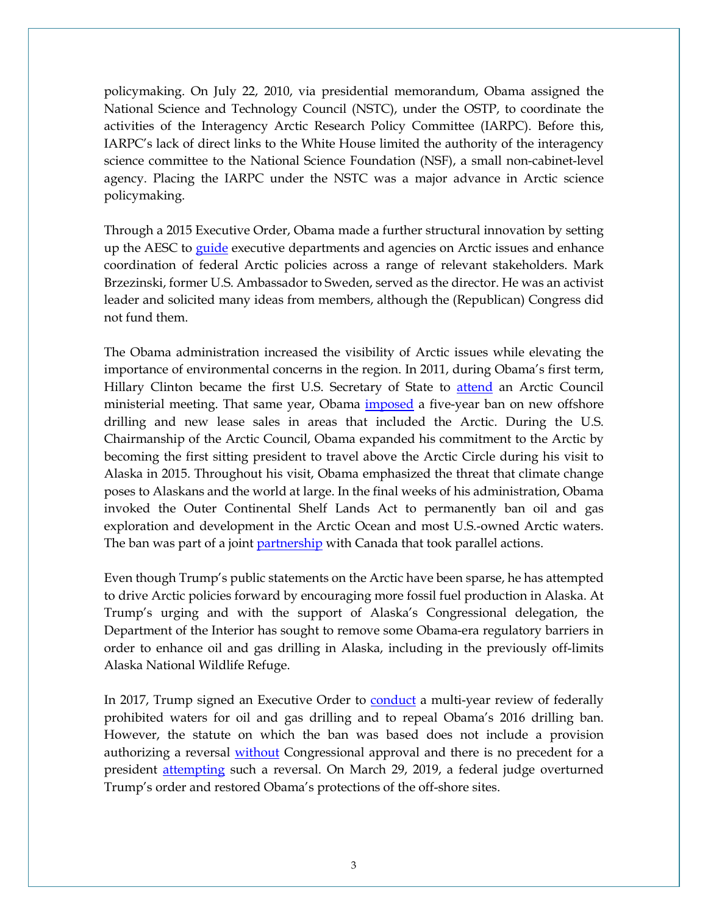policymaking. On July 22, 2010, via presidential memorandum, Obama assigned the National Science and Technology Council (NSTC), under the OSTP, to coordinate the activities of the Interagency Arctic Research Policy Committee (IARPC). Before this, IARPC's lack of direct links to the White House limited the authority of the interagency science committee to the National Science Foundation (NSF), a small non-cabinet-level agency. Placing the IARPC under the NSTC was a major advance in Arctic science policymaking.

Through a 2015 Executive Order, Obama made a further structural innovation by setting up the AESC to guide executive departments and agencies on Arctic issues and enhance coordination of federal Arctic policies across a range of relevant stakeholders. Mark Brzezinski, former U.S. Ambassador to Sweden, served as the director. He was an activist leader and solicited many ideas from members, although the (Republican) Congress did not fund them.

The Obama administration increased the visibility of Arctic issues while elevating the importance of environmental concerns in the region. In 2011, during Obama's first term, Hillary Clinton became the first U.S. Secretary of State to attend an Arctic Council ministerial meeting. That same year, Obama imposed a five-year ban on new offshore drilling and new lease sales in areas that included the Arctic. During the U.S. Chairmanship of the Arctic Council, Obama expanded his commitment to the Arctic by becoming the first sitting president to travel above the Arctic Circle during his visit to Alaska in 2015. Throughout his visit, Obama emphasized the threat that climate change poses to Alaskans and the world at large. In the final weeks of his administration, Obama invoked the Outer Continental Shelf Lands Act to permanently ban oil and gas exploration and development in the Arctic Ocean and most U.S.-owned Arctic waters. The ban was part of a joint partnership with Canada that took parallel actions.

Even though Trump's public statements on the Arctic have been sparse, he has attempted to drive Arctic policies forward by encouraging more fossil fuel production in Alaska. At Trump's urging and with the support of Alaska's Congressional delegation, the Department of the Interior has sought to remove some Obama-era regulatory barriers in order to enhance oil and gas drilling in Alaska, including in the previously off-limits Alaska National Wildlife Refuge.

In 2017, Trump signed an Executive Order to conduct a multi-year review of federally prohibited waters for oil and gas drilling and to repeal Obama's 2016 drilling ban. However, the statute on which the ban was based does not include a provision authorizing a reversal without Congressional approval and there is no precedent for a president attempting such a reversal. On March 29, 2019, a federal judge overturned Trump's order and restored Obama's protections of the off-shore sites.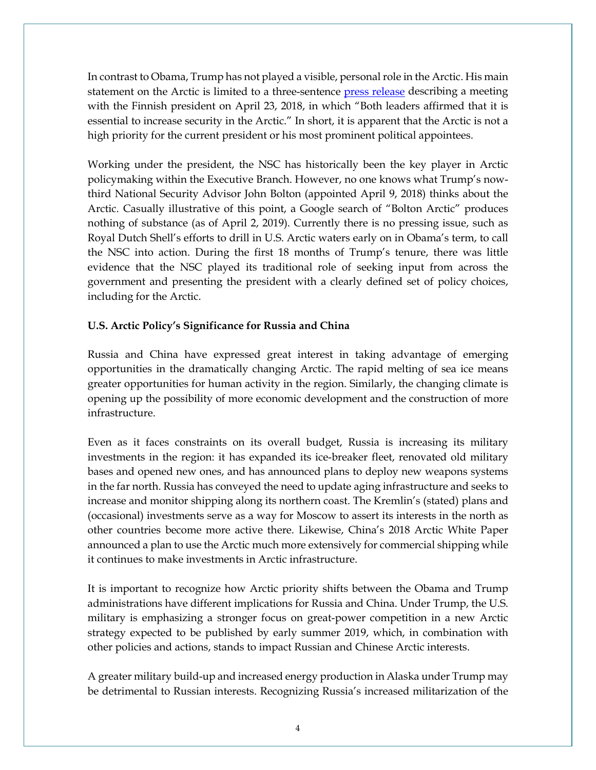In contrast to Obama, Trump has not played a visible, personal role in the Arctic. His main statement on the Arctic is limited to a three-sentence press release describing a meeting with the Finnish president on April 23, 2018, in which "Both leaders affirmed that it is essential to increase security in the Arctic." In short, it is apparent that the Arctic is not a high priority for the current president or his most prominent political appointees.

Working under the president, the NSC has historically been the key player in Arctic policymaking within the Executive Branch. However, no one knows what Trump's now-third National Security Advisor John Bolton (appointed April 9, 2018) thinks about the Arctic. Casually illustrative of this point, a Google search of "Bolton Arctic" produces nothing of substance (as of April 2, 2019). Currently there is no pressing issue, such as Royal Dutch Shell's efforts to drill in U.S. Arctic waters early on in Obama's term, to call the NSC into action. During the first 18 months of Trump's tenure, there was little evidence that the NSC played its traditional role of seeking input from across the government and presenting the president with a clearly defined set of policy choices, including for the Arctic.

**U.S. Arctic Policy's Significance for Russia and China**

Russia and China have expressed great interest in taking advantage of emerging opportunities in the dramatically changing Arctic. The rapid melting of sea ice means greater opportunities for human activity in the region. Similarly, the changing climate is opening up the possibility of more economic development and the construction of more infrastructure.

Even as it faces constraints on its overall budget, Russia is increasing its military investments in the region: it has expanded its ice-breaker fleet, renovated old military bases and opened new ones, and has announced plans to deploy new weapons systems in the far north. Russia has conveyed the need to update aging infrastructure and seeks to increase and monitor shipping along its northern coast. The Kremlin's (stated) plans and (occasional) investments serve as a way for Moscow to assert its interests in the north as other countries become more active there. Likewise, China's 2018 Arctic White Paper announced a plan to use the Arctic much more extensively for commercial shipping while it continues to make investments in Arctic infrastructure.

It is important to recognize how Arctic priority shifts between the Obama and Trump administrations have different implications for Russia and China. Under Trump, the U.S. military is emphasizing a stronger focus on great-power competition in a new Arctic strategy expected to be published by early summer 2019, which, in combination with other policies and actions, stands to impact Russian and Chinese Arctic interests.

A greater military build-up and increased energy production in Alaska under Trump may be detrimental to Russian interests. Recognizing Russia's increased militarization of the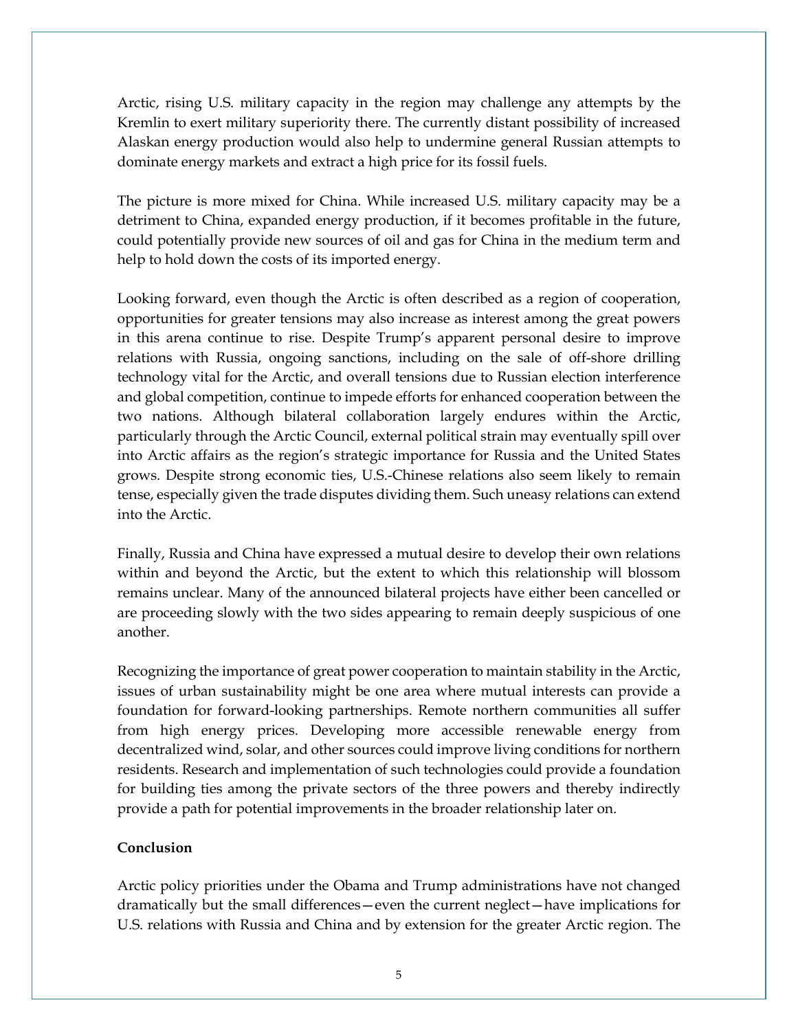Arctic, rising U.S. military capacity in the region may challenge any attempts by the Kremlin to exert military superiority there. The currently distant possibility of increased Alaskan energy production would also help to undermine general Russian attempts to dominate energy markets and extract a high price for its fossil fuels.

The picture is more mixed for China. While increased U.S. military capacity may be a detriment to China, expanded energy production, if it becomes profitable in the future, could potentially provide new sources of oil and gas for China in the medium term and help to hold down the costs of its imported energy.

Looking forward, even though the Arctic is often described as a region of cooperation, opportunities for greater tensions may also increase as interest among the great powers in this arena continue to rise. Despite Trump's apparent personal desire to improve relations with Russia, ongoing sanctions, including on the sale of off-shore drilling technology vital for the Arctic, and overall tensions due to Russian election interference and global competition, continue to impede efforts for enhanced cooperation between the two nations. Although bilateral collaboration largely endures within the Arctic, particularly through the Arctic Council, external political strain may eventually spill over into Arctic affairs as the region's strategic importance for Russia and the United States grows. Despite strong economic ties, U.S.-Chinese relations also seem likely to remain tense, especially given the trade disputes dividing them. Such uneasy relations can extend into the Arctic.

Finally, Russia and China have expressed a mutual desire to develop their own relations within and beyond the Arctic, but the extent to which this relationship will blossom remains unclear. Many of the announced bilateral projects have either been cancelled or are proceeding slowly with the two sides appearing to remain deeply suspicious of one another.

Recognizing the importance of great power cooperation to maintain stability in the Arctic, issues of urban sustainability might be one area where mutual interests can provide a foundation for forward-looking partnerships. Remote northern communities all suffer from high energy prices. Developing more accessible renewable energy from decentralized wind, solar, and other sources could improve living conditions for northern residents. Research and implementation of such technologies could provide a foundation for building ties among the private sectors of the three powers and thereby indirectly provide a path for potential improvements in the broader relationship later on.

**Conclusion**

Arctic policy priorities under the Obama and Trump administrations have not changed dramatically but the small differences—even the current neglect—have implications for U.S. relations with Russia and China and by extension for the greater Arctic region. The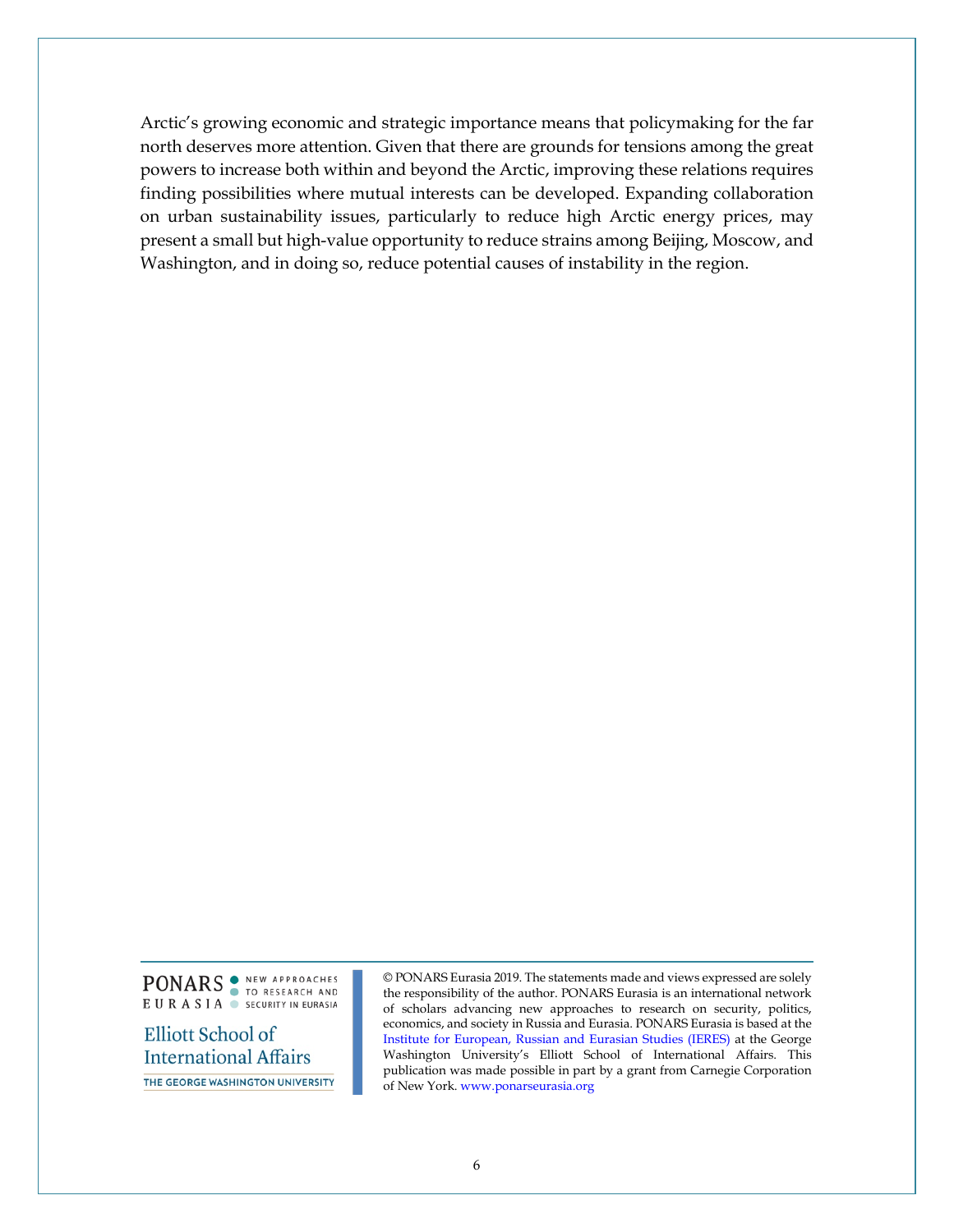Arctic's growing economic and strategic importance means that policymaking for the far north deserves more attention. Given that there are grounds for tensions among the great powers to increase both within and beyond the Arctic, improving these relations requires finding possibilities where mutual interests can be developed. Expanding collaboration on urban sustainability issues, particularly to reduce high Arctic energy prices, may present a small but high-value opportunity to reduce strains among Beijing, Moscow, and Washington, and in doing so, reduce potential causes of instability in the region.

PONARS EURASIA — NEW APPROACHES TO RESEARCH AND SECURITY IN EURASIA

Elliott School of International Affairs
THE GEORGE WASHINGTON UNIVERSITY

© PONARS Eurasia 2019. The statements made and views expressed are solely the responsibility of the author. PONARS Eurasia is an international network of scholars advancing new approaches to research on security, politics, economics, and society in Russia and Eurasia. PONARS Eurasia is based at the Institute for European, Russian and Eurasian Studies (IERES) at the George Washington University's Elliott School of International Affairs. This publication was made possible in part by a grant from Carnegie Corporation of New York. www.ponarseurasia.org